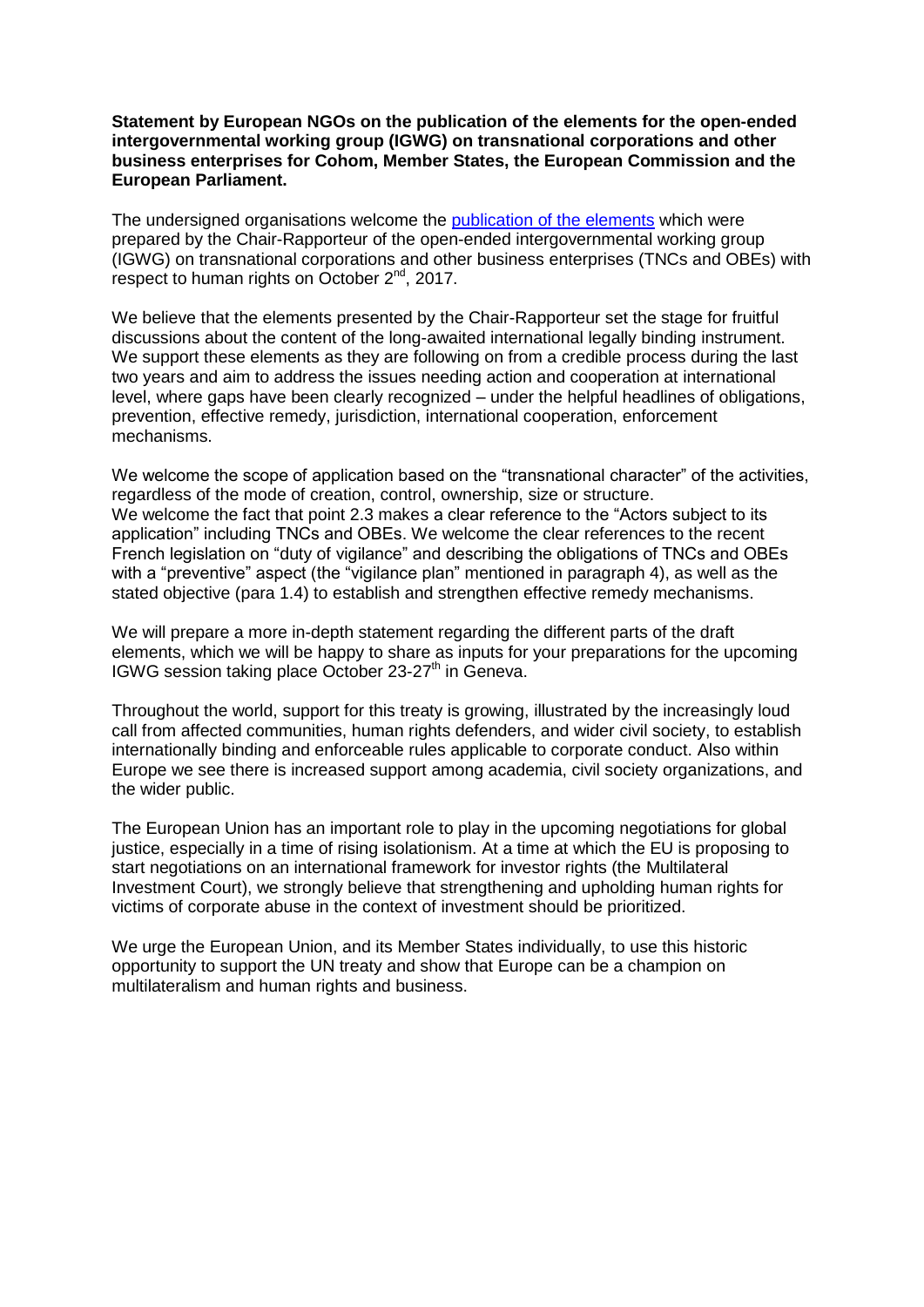**Statement by European NGOs on the publication of the elements for the open-ended intergovernmental working group (IGWG) on transnational corporations and other business enterprises for Cohom, Member States, the European Commission and the European Parliament.**

The undersigned organisations welcome the publication of the elements which were prepared by the Chair-Rapporteur of the open-ended intergovernmental working group (IGWG) on transnational corporations and other business enterprises (TNCs and OBEs) with respect to human rights on October 2nd, 2017.

We believe that the elements presented by the Chair-Rapporteur set the stage for fruitful discussions about the content of the long-awaited international legally binding instrument. We support these elements as they are following on from a credible process during the last two years and aim to address the issues needing action and cooperation at international level, where gaps have been clearly recognized – under the helpful headlines of obligations, prevention, effective remedy, jurisdiction, international cooperation, enforcement mechanisms.

We welcome the scope of application based on the "transnational character" of the activities, regardless of the mode of creation, control, ownership, size or structure.
We welcome the fact that point 2.3 makes a clear reference to the "Actors subject to its application" including TNCs and OBEs. We welcome the clear references to the recent French legislation on "duty of vigilance" and describing the obligations of TNCs and OBEs with a "preventive" aspect (the "vigilance plan" mentioned in paragraph 4), as well as the stated objective (para 1.4) to establish and strengthen effective remedy mechanisms.

We will prepare a more in-depth statement regarding the different parts of the draft elements, which we will be happy to share as inputs for your preparations for the upcoming IGWG session taking place October 23-27th in Geneva.

Throughout the world, support for this treaty is growing, illustrated by the increasingly loud call from affected communities, human rights defenders, and wider civil society, to establish internationally binding and enforceable rules applicable to corporate conduct. Also within Europe we see there is increased support among academia, civil society organizations, and the wider public.

The European Union has an important role to play in the upcoming negotiations for global justice, especially in a time of rising isolationism. At a time at which the EU is proposing to start negotiations on an international framework for investor rights (the Multilateral Investment Court), we strongly believe that strengthening and upholding human rights for victims of corporate abuse in the context of investment should be prioritized.

We urge the European Union, and its Member States individually, to use this historic opportunity to support the UN treaty and show that Europe can be a champion on multilateralism and human rights and business.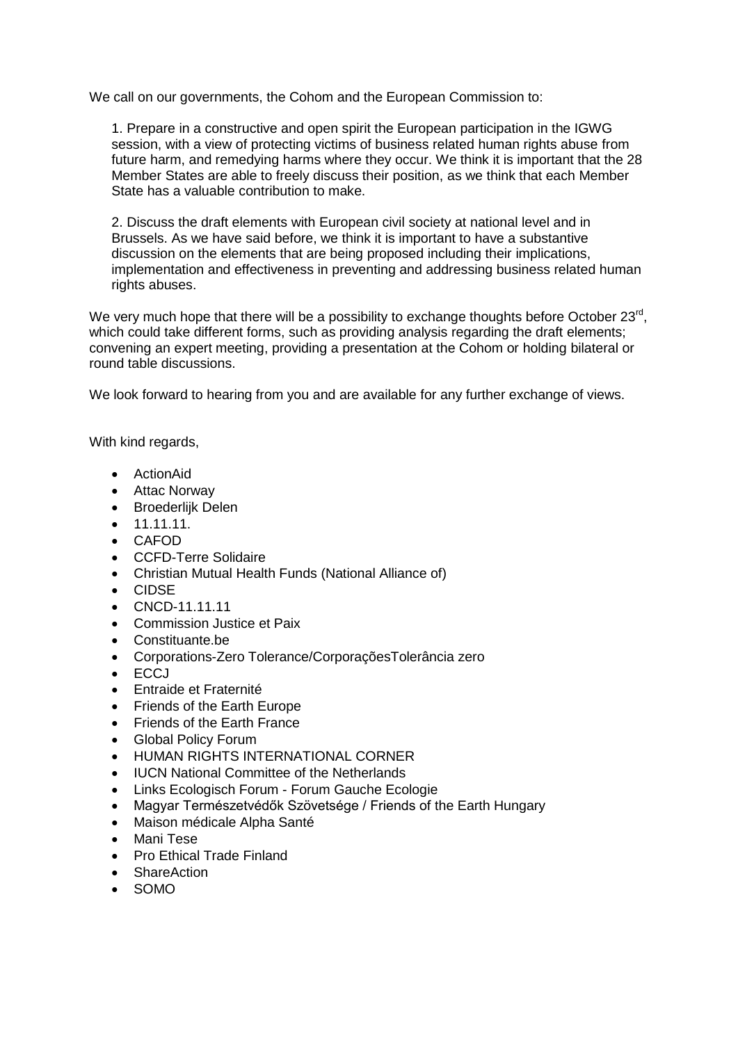We call on our governments, the Cohom and the European Commission to:

1. Prepare in a constructive and open spirit the European participation in the IGWG session, with a view of protecting victims of business related human rights abuse from future harm, and remedying harms where they occur. We think it is important that the 28 Member States are able to freely discuss their position, as we think that each Member State has a valuable contribution to make.

2. Discuss the draft elements with European civil society at national level and in Brussels. As we have said before, we think it is important to have a substantive discussion on the elements that are being proposed including their implications, implementation and effectiveness in preventing and addressing business related human rights abuses.

We very much hope that there will be a possibility to exchange thoughts before October 23rd, which could take different forms, such as providing analysis regarding the draft elements; convening an expert meeting, providing a presentation at the Cohom or holding bilateral or round table discussions.

We look forward to hearing from you and are available for any further exchange of views.

With kind regards,

- ActionAid
- Attac Norway
- Broederlijk Delen
- 11.11.11.
- CAFOD
- CCFD-Terre Solidaire
- Christian Mutual Health Funds (National Alliance of)
- CIDSE
- CNCD-11.11.11
- Commission Justice et Paix
- Constituante.be
- Corporations-Zero Tolerance/CorporaçõesTolerância zero
- ECCJ
- Entraide et Fraternité
- Friends of the Earth Europe
- Friends of the Earth France
- Global Policy Forum
- HUMAN RIGHTS INTERNATIONAL CORNER
- IUCN National Committee of the Netherlands
- Links Ecologisch Forum - Forum Gauche Ecologie
- Magyar Természetvédők Szövetsége / Friends of the Earth Hungary
- Maison médicale Alpha Santé
- Mani Tese
- Pro Ethical Trade Finland
- ShareAction
- SOMO